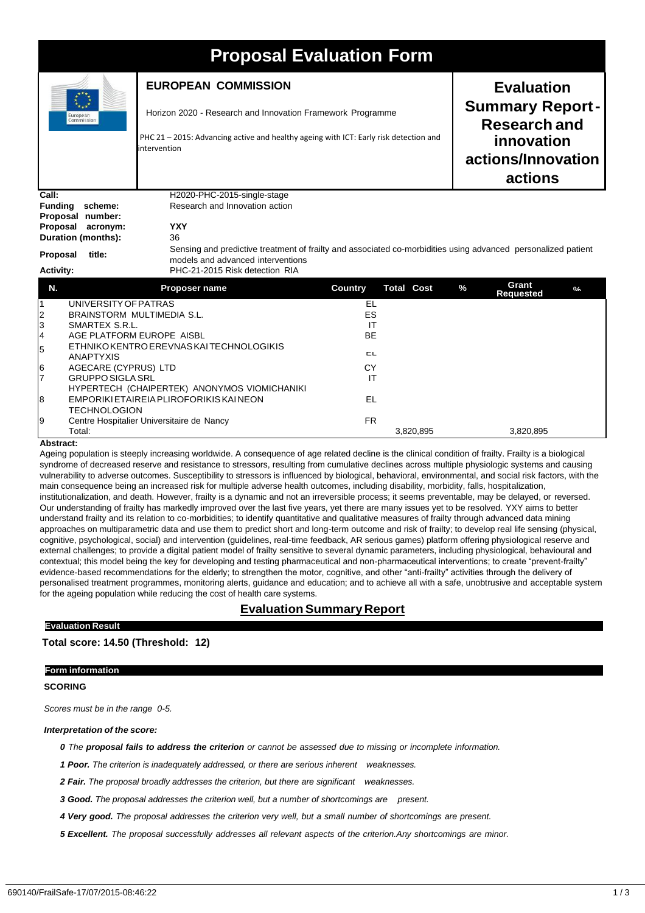# Proposal Evaluation Form

**EUROPEAN COMMISSION**

Horizon 2020 - Research and Innovation Framework Programme

PHC 21 – 2015: Advancing active and healthy ageing with ICT: Early risk detection and intervention

**Evaluation Summary Report - Research and innovation actions/Innovation actions**

| | |
|---|---|
| **Call:** | H2020-PHC-2015-single-stage |
| **Funding scheme:** | Research and Innovation action |
| **Proposal number:** | |
| **Proposal acronym:** | YXY |
| **Duration (months):** | 36 |
| **Proposal title:** | Sensing and predictive treatment of frailty and associated co-morbidities using advanced personalized patient models and advanced interventions |
| **Activity:** | PHC-21-2015 Risk detection RIA |

| N. | Proposer name | Country | Total Cost | % | Grant Requested | % |
|---|---|---|---|---|---|---|
| 1 | UNIVERSITY OF PATRAS | EL | | | | |
| 2 | BRAINSTORM MULTIMEDIA S.L. | ES | | | | |
| 3 | SMARTEX S.R.L. | IT | | | | |
| 4 | AGE PLATFORM EUROPE AISBL | BE | | | | |
| 5 | ETHNIKO KENTRO EREVNAS KAI TECHNOLOGIKIS ANAPTYXIS | EL | | | | |
| 6 | AGECARE (CYPRUS) LTD | CY | | | | |
| 7 | GRUPPO SIGLA SRL | IT | | | | |
| 8 | HYPERTECH (CHAIPERTEK) ANONYMOS VIOMICHANIKI EMPORIKI ETAIREIA PLIROFORIKIS KAI NEON TECHNOLOGION | EL | | | | |
| 9 | Centre Hospitalier Universitaire de Nancy | FR | | | | |
| | Total: | | 3,820,895 | | 3,820,895 | |

**Abstract:**

Ageing population is steeply increasing worldwide. A consequence of age related decline is the clinical condition of frailty. Frailty is a biological syndrome of decreased reserve and resistance to stressors, resulting from cumulative declines across multiple physiologic systems and causing vulnerability to adverse outcomes. Susceptibility to stressors is influenced by biological, behavioral, environmental, and social risk factors, with the main consequence being an increased risk for multiple adverse health outcomes, including disability, morbidity, falls, hospitalization, institutionalization, and death. However, frailty is a dynamic and not an irreversible process; it seems preventable, may be delayed, or reversed. Our understanding of frailty has markedly improved over the last five years, yet there are many issues yet to be resolved. YXY aims to better understand frailty and its relation to co-morbidities; to identify quantitative and qualitative measures of frailty through advanced data mining approaches on multiparametric data and use them to predict short and long-term outcome and risk of frailty; to develop real life sensing (physical, cognitive, psychological, social) and intervention (guidelines, real-time feedback, AR serious games) platform offering physiological reserve and external challenges; to provide a digital patient model of frailty sensitive to several dynamic parameters, including physiological, behavioural and contextual; this model being the key for developing and testing pharmaceutical and non-pharmaceutical interventions; to create "prevent-frailty" evidence-based recommendations for the elderly; to strengthen the motor, cognitive, and other "anti-frailty" activities through the delivery of personalised treatment programmes, monitoring alerts, guidance and education; and to achieve all with a safe, unobtrusive and acceptable system for the ageing population while reducing the cost of health care systems.

## Evaluation Summary Report

### Evaluation Result

**Total score: 14.50 (Threshold: 12)**

### Form information

**SCORING**

*Scores must be in the range 0-5.*

***Interpretation of the score:***

- ***0*** *The* ***proposal fails to address the criterion*** *or cannot be assessed due to missing or incomplete information.*
- ***1 Poor.*** *The criterion is inadequately addressed, or there are serious inherent weaknesses.*
- ***2 Fair.*** *The proposal broadly addresses the criterion, but there are significant weaknesses.*
- ***3 Good.*** *The proposal addresses the criterion well, but a number of shortcomings are present.*
- ***4 Very good.*** *The proposal addresses the criterion very well, but a small number of shortcomings are present.*
- ***5 Excellent.*** *The proposal successfully addresses all relevant aspects of the criterion. Any shortcomings are minor.*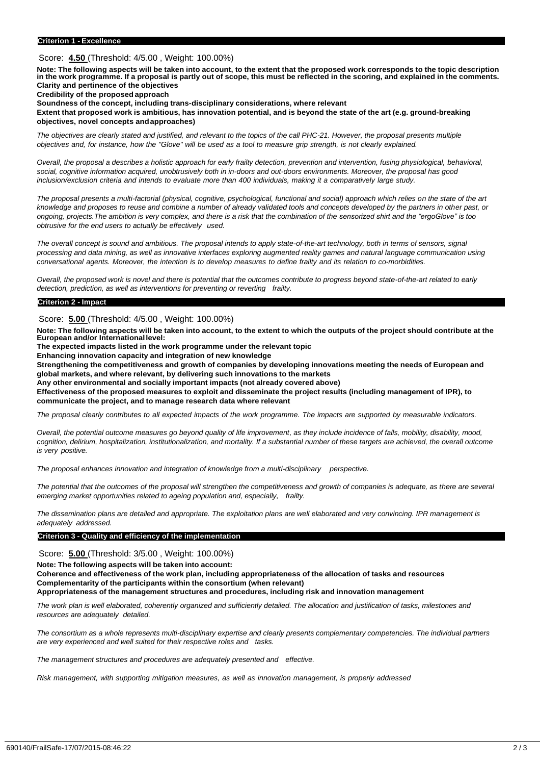## Criterion 1 - Excellence

Score: **4.50** (Threshold: 4/5.00 , Weight: 100.00%)

**Note: The following aspects will be taken into account, to the extent that the proposed work corresponds to the topic description in the work programme. If a proposal is partly out of scope, this must be reflected in the scoring, and explained in the comments.**
**Clarity and pertinence of the objectives**
**Credibility of the proposed approach**
**Soundness of the concept, including trans-disciplinary considerations, where relevant**
**Extent that proposed work is ambitious, has innovation potential, and is beyond the state of the art (e.g. ground-breaking objectives, novel concepts and approaches)**

*The objectives are clearly stated and justified, and relevant to the topics of the call PHC-21. However, the proposal presents multiple objectives and, for instance, how the "Glove" will be used as a tool to measure grip strength, is not clearly explained.*

*Overall, the proposal a describes a holistic approach for early frailty detection, prevention and intervention, fusing physiological, behavioral, social, cognitive information acquired, unobtrusively both in in-doors and out-doors environments. Moreover, the proposal has good inclusion/exclusion criteria and intends to evaluate more than 400 individuals, making it a comparatively large study.*

*The proposal presents a multi-factorial (physical, cognitive, psychological, functional and social) approach which relies on the state of the art knowledge and proposes to reuse and combine a number of already validated tools and concepts developed by the partners in other past, or ongoing, projects.The ambition is very complex, and there is a risk that the combination of the sensorized shirt and the "ergoGlove" is too obtrusive for the end users to actually be effectively used.*

*The overall concept is sound and ambitious. The proposal intends to apply state-of-the-art technology, both in terms of sensors, signal processing and data mining, as well as innovative interfaces exploring augmented reality games and natural language communication using conversational agents. Moreover, the intention is to develop measures to define frailty and its relation to co-morbidities.*

*Overall, the proposed work is novel and there is potential that the outcomes contribute to progress beyond state-of-the-art related to early detection, prediction, as well as interventions for preventing or reverting frailty.*

## Criterion 2 - Impact

Score: **5.00** (Threshold: 4/5.00 , Weight: 100.00%)

**Note: The following aspects will be taken into account, to the extent to which the outputs of the project should contribute at the European and/or International level:**
**The expected impacts listed in the work programme under the relevant topic**
**Enhancing innovation capacity and integration of new knowledge**
**Strengthening the competitiveness and growth of companies by developing innovations meeting the needs of European and global markets, and where relevant, by delivering such innovations to the markets**
**Any other environmental and socially important impacts (not already covered above)**
**Effectiveness of the proposed measures to exploit and disseminate the project results (including management of IPR), to communicate the project, and to manage research data where relevant**

*The proposal clearly contributes to all expected impacts of the work programme. The impacts are supported by measurable indicators.*

*Overall, the potential outcome measures go beyond quality of life improvement, as they include incidence of falls, mobility, disability, mood, cognition, delirium, hospitalization, institutionalization, and mortality. If a substantial number of these targets are achieved, the overall outcome is very positive.*

*The proposal enhances innovation and integration of knowledge from a multi-disciplinary perspective.*

*The potential that the outcomes of the proposal will strengthen the competitiveness and growth of companies is adequate, as there are several emerging market opportunities related to ageing population and, especially, frailty.*

*The dissemination plans are detailed and appropriate. The exploitation plans are well elaborated and very convincing. IPR management is adequately addressed.*

## Criterion 3 - Quality and efficiency of the implementation

Score: **5.00** (Threshold: 3/5.00 , Weight: 100.00%)

**Note: The following aspects will be taken into account:**
**Coherence and effectiveness of the work plan, including appropriateness of the allocation of tasks and resources**
**Complementarity of the participants within the consortium (when relevant)**
**Appropriateness of the management structures and procedures, including risk and innovation management**

*The work plan is well elaborated, coherently organized and sufficiently detailed. The allocation and justification of tasks, milestones and resources are adequately detailed.*

*The consortium as a whole represents multi-disciplinary expertise and clearly presents complementary competencies. The individual partners are very experienced and well suited for their respective roles and tasks.*

*The management structures and procedures are adequately presented and effective.*

*Risk management, with supporting mitigation measures, as well as innovation management, is properly addressed*